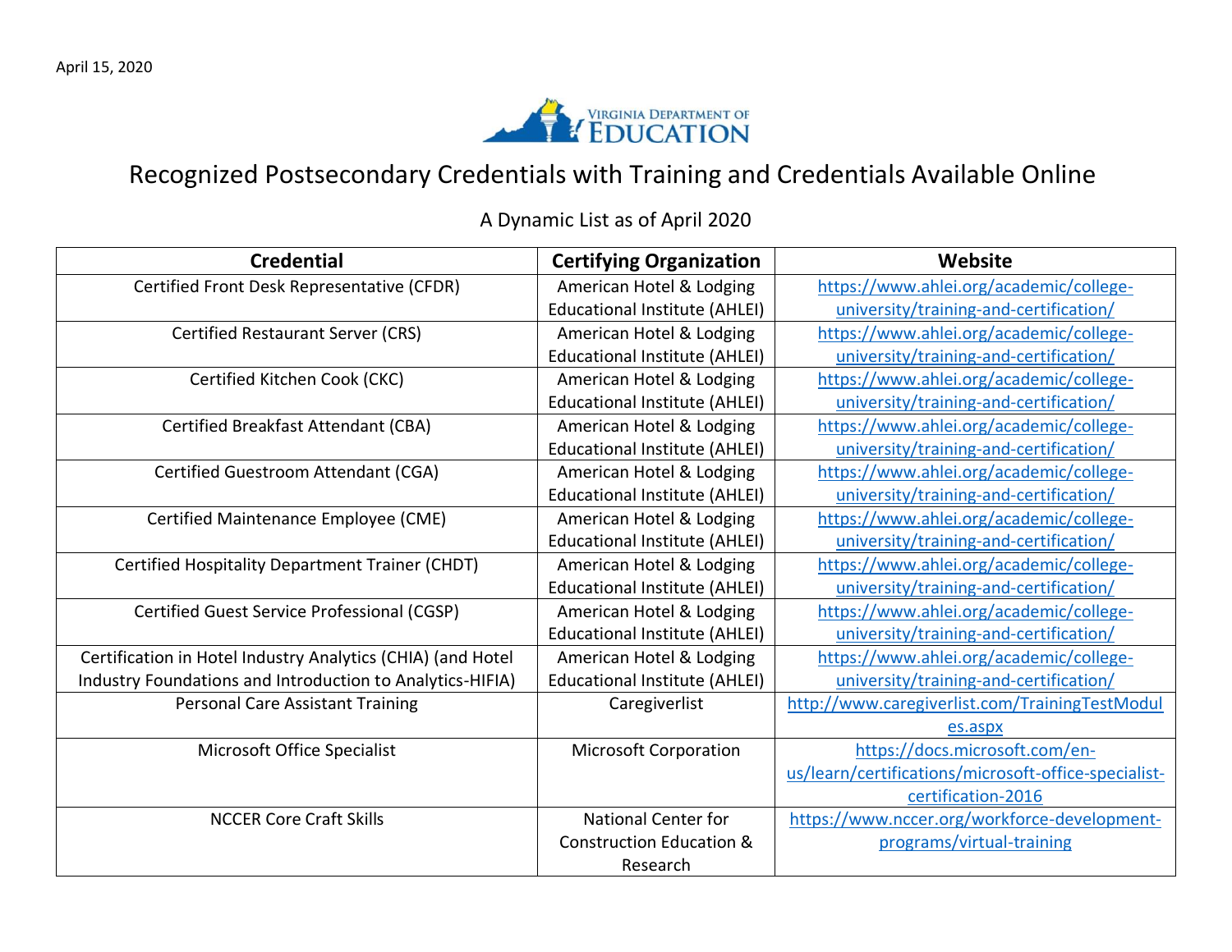April 15, 2020

VIRGINIA DEPARTMENT OF EDUCATION

# Recognized Postsecondary Credentials with Training and Credentials Available Online

A Dynamic List as of April 2020

| Credential | Certifying Organization | Website |
|---|---|---|
| Certified Front Desk Representative (CFDR) | American Hotel & Lodging Educational Institute (AHLEI) | https://www.ahlei.org/academic/college-university/training-and-certification/ |
| Certified Restaurant Server (CRS) | American Hotel & Lodging Educational Institute (AHLEI) | https://www.ahlei.org/academic/college-university/training-and-certification/ |
| Certified Kitchen Cook (CKC) | American Hotel & Lodging Educational Institute (AHLEI) | https://www.ahlei.org/academic/college-university/training-and-certification/ |
| Certified Breakfast Attendant (CBA) | American Hotel & Lodging Educational Institute (AHLEI) | https://www.ahlei.org/academic/college-university/training-and-certification/ |
| Certified Guestroom Attendant (CGA) | American Hotel & Lodging Educational Institute (AHLEI) | https://www.ahlei.org/academic/college-university/training-and-certification/ |
| Certified Maintenance Employee (CME) | American Hotel & Lodging Educational Institute (AHLEI) | https://www.ahlei.org/academic/college-university/training-and-certification/ |
| Certified Hospitality Department Trainer (CHDT) | American Hotel & Lodging Educational Institute (AHLEI) | https://www.ahlei.org/academic/college-university/training-and-certification/ |
| Certified Guest Service Professional (CGSP) | American Hotel & Lodging Educational Institute (AHLEI) | https://www.ahlei.org/academic/college-university/training-and-certification/ |
| Certification in Hotel Industry Analytics (CHIA) (and Hotel Industry Foundations and Introduction to Analytics-HIFIA) | American Hotel & Lodging Educational Institute (AHLEI) | https://www.ahlei.org/academic/college-university/training-and-certification/ |
| Personal Care Assistant Training | Caregiverlist | http://www.caregiverlist.com/TrainingTestModules.aspx |
| Microsoft Office Specialist | Microsoft Corporation | https://docs.microsoft.com/en-us/learn/certifications/microsoft-office-specialist-certification-2016 |
| NCCER Core Craft Skills | National Center for Construction Education & Research | https://www.nccer.org/workforce-development-programs/virtual-training |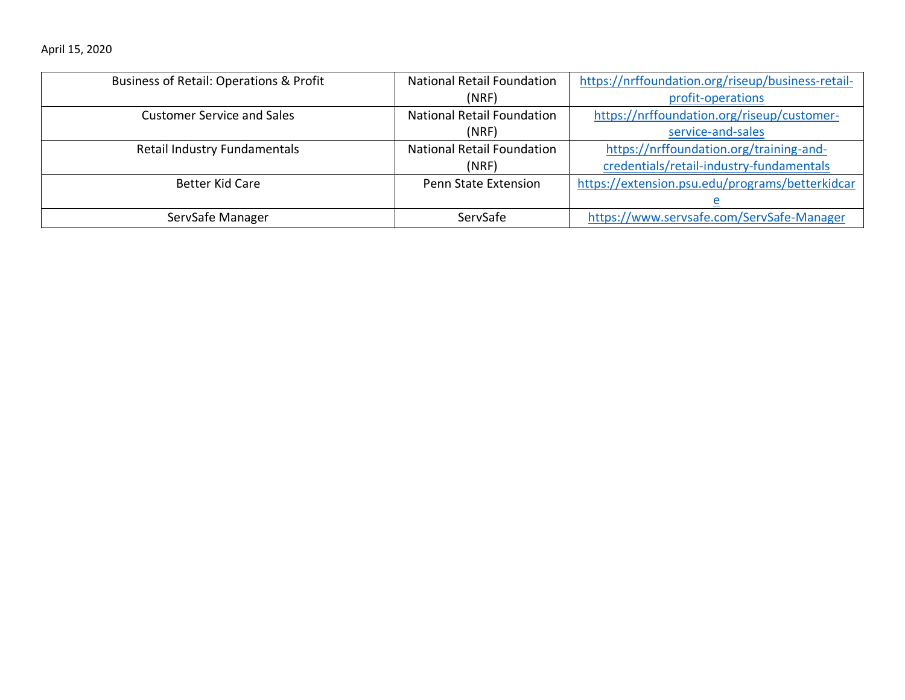April 15, 2020

| | | |
|---|---|---|
| Business of Retail: Operations & Profit | National Retail Foundation (NRF) | https://nrffoundation.org/riseup/business-retail-profit-operations |
| Customer Service and Sales | National Retail Foundation (NRF) | https://nrffoundation.org/riseup/customer-service-and-sales |
| Retail Industry Fundamentals | National Retail Foundation (NRF) | https://nrffoundation.org/training-and-credentials/retail-industry-fundamentals |
| Better Kid Care | Penn State Extension | https://extension.psu.edu/programs/betterkidcare |
| ServSafe Manager | ServSafe | https://www.servsafe.com/ServSafe-Manager |